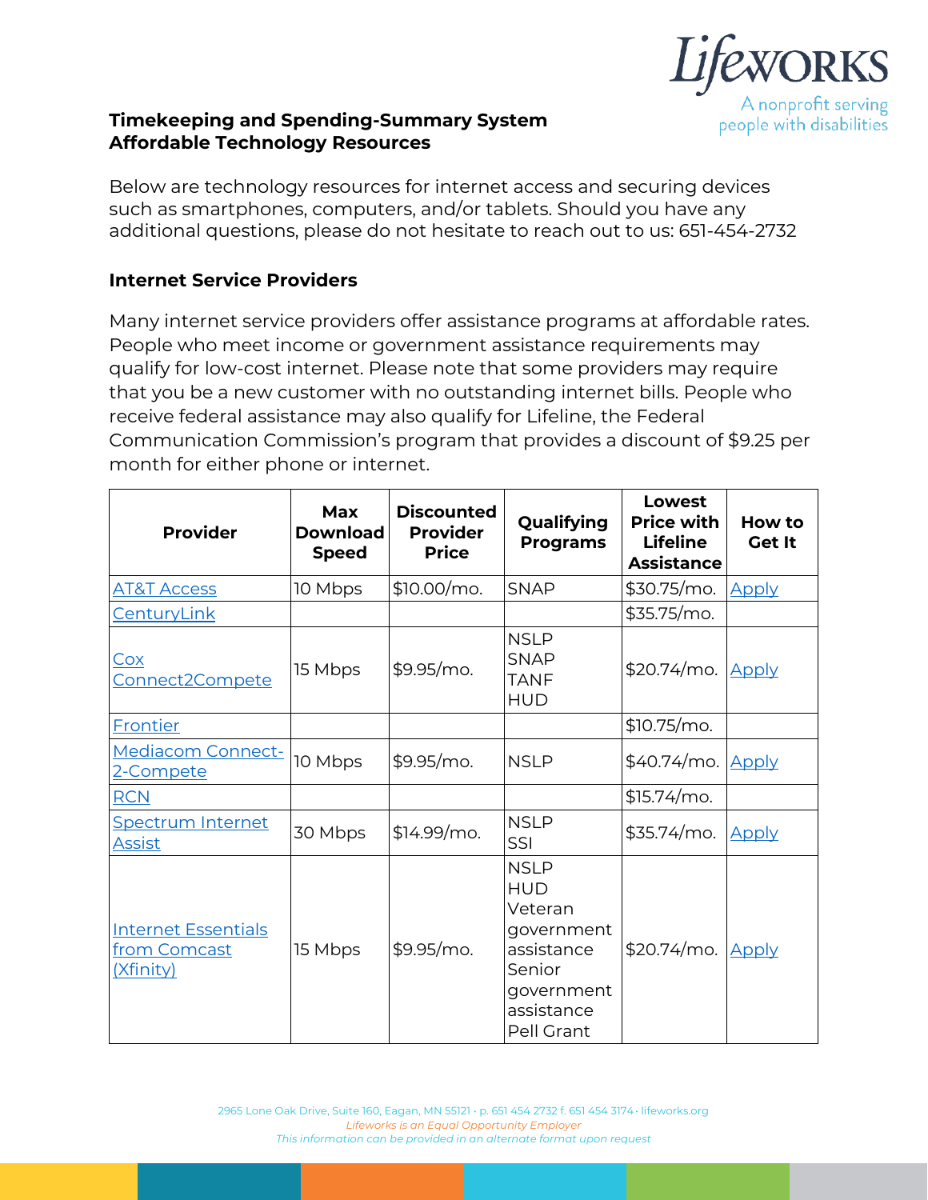**Timekeeping and Spending-Summary System**
**Affordable Technology Resources**

Below are technology resources for internet access and securing devices such as smartphones, computers, and/or tablets. Should you have any additional questions, please do not hesitate to reach out to us: 651-454-2732

## Internet Service Providers

Many internet service providers offer assistance programs at affordable rates. People who meet income or government assistance requirements may qualify for low-cost internet. Please note that some providers may require that you be a new customer with no outstanding internet bills. People who receive federal assistance may also qualify for Lifeline, the Federal Communication Commission's program that provides a discount of $9.25 per month for either phone or internet.

| Provider | Max Download Speed | Discounted Provider Price | Qualifying Programs | Lowest Price with Lifeline Assistance | How to Get It |
|---|---|---|---|---|---|
| AT&T Access | 10 Mbps | $10.00/mo. | SNAP | $30.75/mo. | Apply |
| CenturyLink | | | | $35.75/mo. | |
| Cox Connect2Compete | 15 Mbps | $9.95/mo. | NSLP SNAP TANF HUD | $20.74/mo. | Apply |
| Frontier | | | | $10.75/mo. | |
| Mediacom Connect-2-Compete | 10 Mbps | $9.95/mo. | NSLP | $40.74/mo. | Apply |
| RCN | | | | $15.74/mo. | |
| Spectrum Internet Assist | 30 Mbps | $14.99/mo. | NSLP SSI | $35.74/mo. | Apply |
| Internet Essentials from Comcast (Xfinity) | 15 Mbps | $9.95/mo. | NSLP HUD Veteran government assistance Senior government assistance Pell Grant | $20.74/mo. | Apply |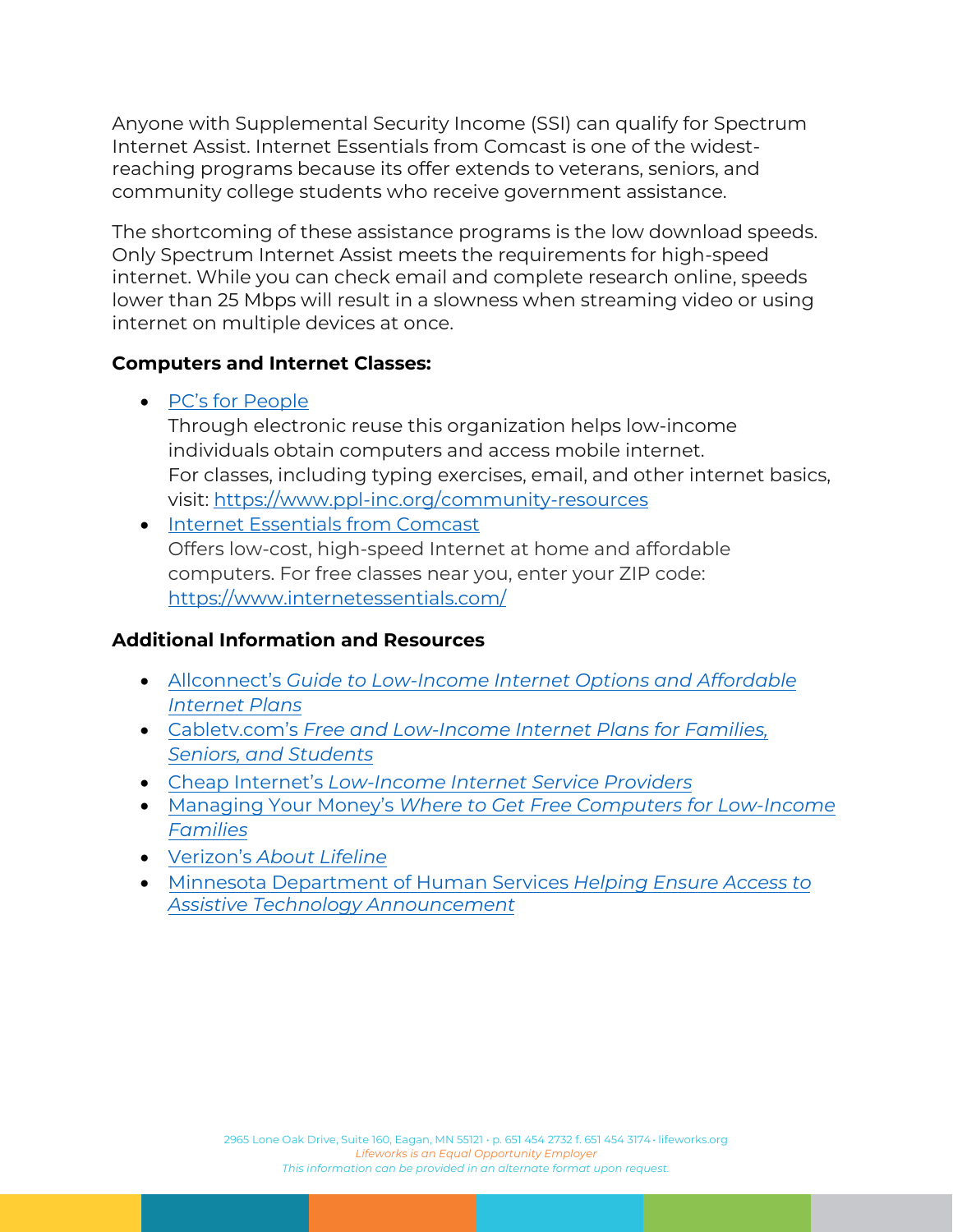Anyone with Supplemental Security Income (SSI) can qualify for Spectrum Internet Assist. Internet Essentials from Comcast is one of the widest-reaching programs because its offer extends to veterans, seniors, and community college students who receive government assistance.

The shortcoming of these assistance programs is the low download speeds. Only Spectrum Internet Assist meets the requirements for high-speed internet. While you can check email and complete research online, speeds lower than 25 Mbps will result in a slowness when streaming video or using internet on multiple devices at once.

**Computers and Internet Classes:**

- PC's for People
  Through electronic reuse this organization helps low-income individuals obtain computers and access mobile internet.
  For classes, including typing exercises, email, and other internet basics, visit: https://www.ppl-inc.org/community-resources
- Internet Essentials from Comcast
  Offers low-cost, high-speed Internet at home and affordable computers. For free classes near you, enter your ZIP code: https://www.internetessentials.com/

**Additional Information and Resources**

- Allconnect's *Guide to Low-Income Internet Options and Affordable Internet Plans*
- Cabletv.com's *Free and Low-Income Internet Plans for Families, Seniors, and Students*
- Cheap Internet's *Low-Income Internet Service Providers*
- Managing Your Money's *Where to Get Free Computers for Low-Income Families*
- Verizon's *About Lifeline*
- Minnesota Department of Human Services *Helping Ensure Access to Assistive Technology Announcement*

2965 Lone Oak Drive, Suite 160, Eagan, MN 55121 • p. 651 454 2732 f. 651 454 3174 • lifeworks.org
*Lifeworks is an Equal Opportunity Employer*
*This information can be provided in an alternate format upon request.*